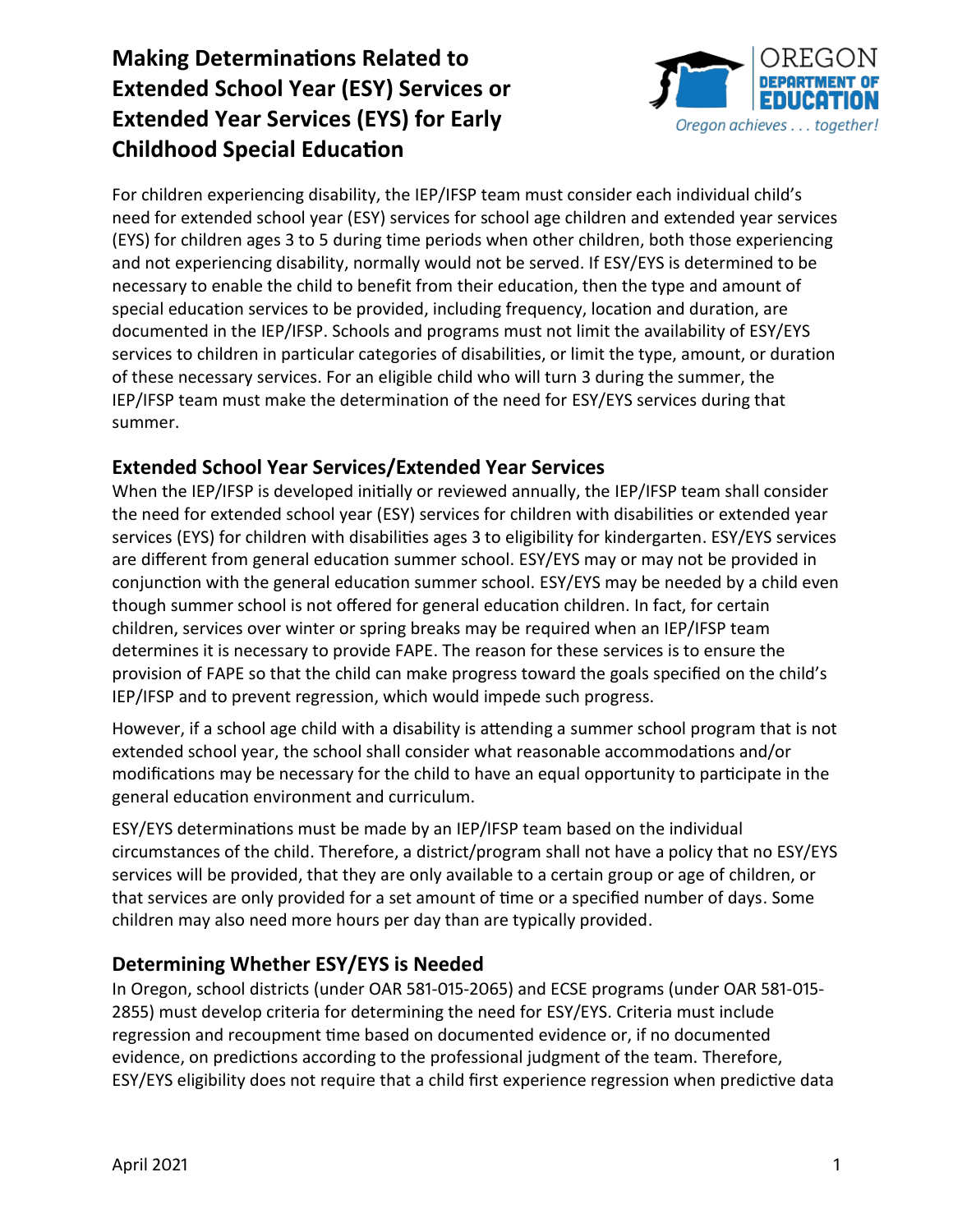# Making Determinations Related to Extended School Year (ESY) Services or Extended Year Services (EYS) for Early Childhood Special Education

For children experiencing disability, the IEP/IFSP team must consider each individual child's need for extended school year (ESY) services for school age children and extended year services (EYS) for children ages 3 to 5 during time periods when other children, both those experiencing and not experiencing disability, normally would not be served. If ESY/EYS is determined to be necessary to enable the child to benefit from their education, then the type and amount of special education services to be provided, including frequency, location and duration, are documented in the IEP/IFSP. Schools and programs must not limit the availability of ESY/EYS services to children in particular categories of disabilities, or limit the type, amount, or duration of these necessary services. For an eligible child who will turn 3 during the summer, the IEP/IFSP team must make the determination of the need for ESY/EYS services during that summer.

## Extended School Year Services/Extended Year Services

When the IEP/IFSP is developed initially or reviewed annually, the IEP/IFSP team shall consider the need for extended school year (ESY) services for children with disabilities or extended year services (EYS) for children with disabilities ages 3 to eligibility for kindergarten. ESY/EYS services are different from general education summer school. ESY/EYS may or may not be provided in conjunction with the general education summer school. ESY/EYS may be needed by a child even though summer school is not offered for general education children. In fact, for certain children, services over winter or spring breaks may be required when an IEP/IFSP team determines it is necessary to provide FAPE. The reason for these services is to ensure the provision of FAPE so that the child can make progress toward the goals specified on the child's IEP/IFSP and to prevent regression, which would impede such progress.

However, if a school age child with a disability is attending a summer school program that is not extended school year, the school shall consider what reasonable accommodations and/or modifications may be necessary for the child to have an equal opportunity to participate in the general education environment and curriculum.

ESY/EYS determinations must be made by an IEP/IFSP team based on the individual circumstances of the child. Therefore, a district/program shall not have a policy that no ESY/EYS services will be provided, that they are only available to a certain group or age of children, or that services are only provided for a set amount of time or a specified number of days. Some children may also need more hours per day than are typically provided.

## Determining Whether ESY/EYS is Needed

In Oregon, school districts (under OAR 581-015-2065) and ECSE programs (under OAR 581-015-2855) must develop criteria for determining the need for ESY/EYS. Criteria must include regression and recoupment time based on documented evidence or, if no documented evidence, on predictions according to the professional judgment of the team. Therefore, ESY/EYS eligibility does not require that a child first experience regression when predictive data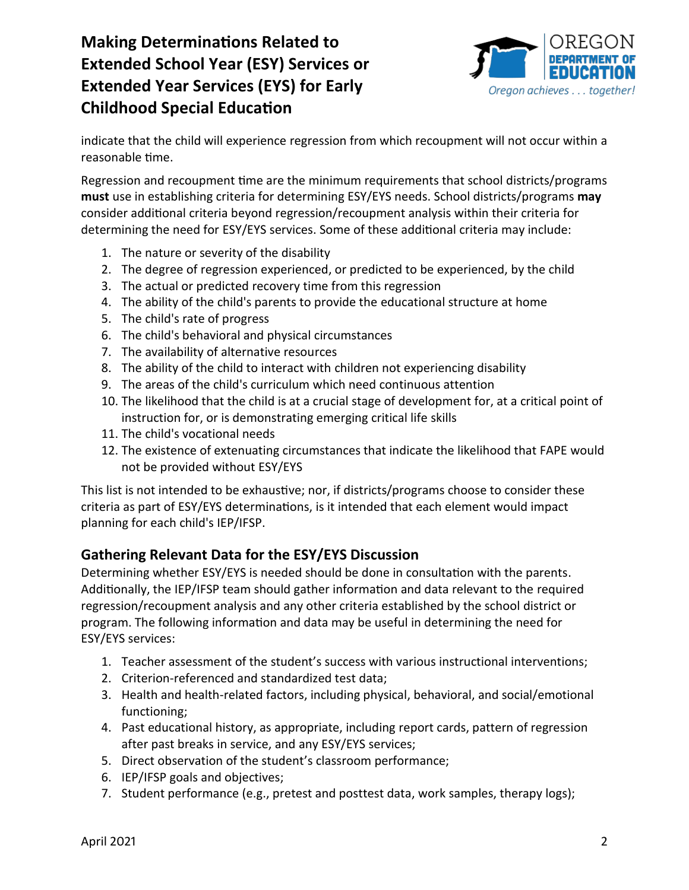indicate that the child will experience regression from which recoupment will not occur within a reasonable time.

Regression and recoupment time are the minimum requirements that school districts/programs **must** use in establishing criteria for determining ESY/EYS needs. School districts/programs **may** consider additional criteria beyond regression/recoupment analysis within their criteria for determining the need for ESY/EYS services. Some of these additional criteria may include:

1. The nature or severity of the disability
2. The degree of regression experienced, or predicted to be experienced, by the child
3. The actual or predicted recovery time from this regression
4. The ability of the child's parents to provide the educational structure at home
5. The child's rate of progress
6. The child's behavioral and physical circumstances
7. The availability of alternative resources
8. The ability of the child to interact with children not experiencing disability
9. The areas of the child's curriculum which need continuous attention
10. The likelihood that the child is at a crucial stage of development for, at a critical point of instruction for, or is demonstrating emerging critical life skills
11. The child's vocational needs
12. The existence of extenuating circumstances that indicate the likelihood that FAPE would not be provided without ESY/EYS

This list is not intended to be exhaustive; nor, if districts/programs choose to consider these criteria as part of ESY/EYS determinations, is it intended that each element would impact planning for each child's IEP/IFSP.

## Gathering Relevant Data for the ESY/EYS Discussion

Determining whether ESY/EYS is needed should be done in consultation with the parents. Additionally, the IEP/IFSP team should gather information and data relevant to the required regression/recoupment analysis and any other criteria established by the school district or program. The following information and data may be useful in determining the need for ESY/EYS services:

1. Teacher assessment of the student's success with various instructional interventions;
2. Criterion-referenced and standardized test data;
3. Health and health-related factors, including physical, behavioral, and social/emotional functioning;
4. Past educational history, as appropriate, including report cards, pattern of regression after past breaks in service, and any ESY/EYS services;
5. Direct observation of the student's classroom performance;
6. IEP/IFSP goals and objectives;
7. Student performance (e.g., pretest and posttest data, work samples, therapy logs);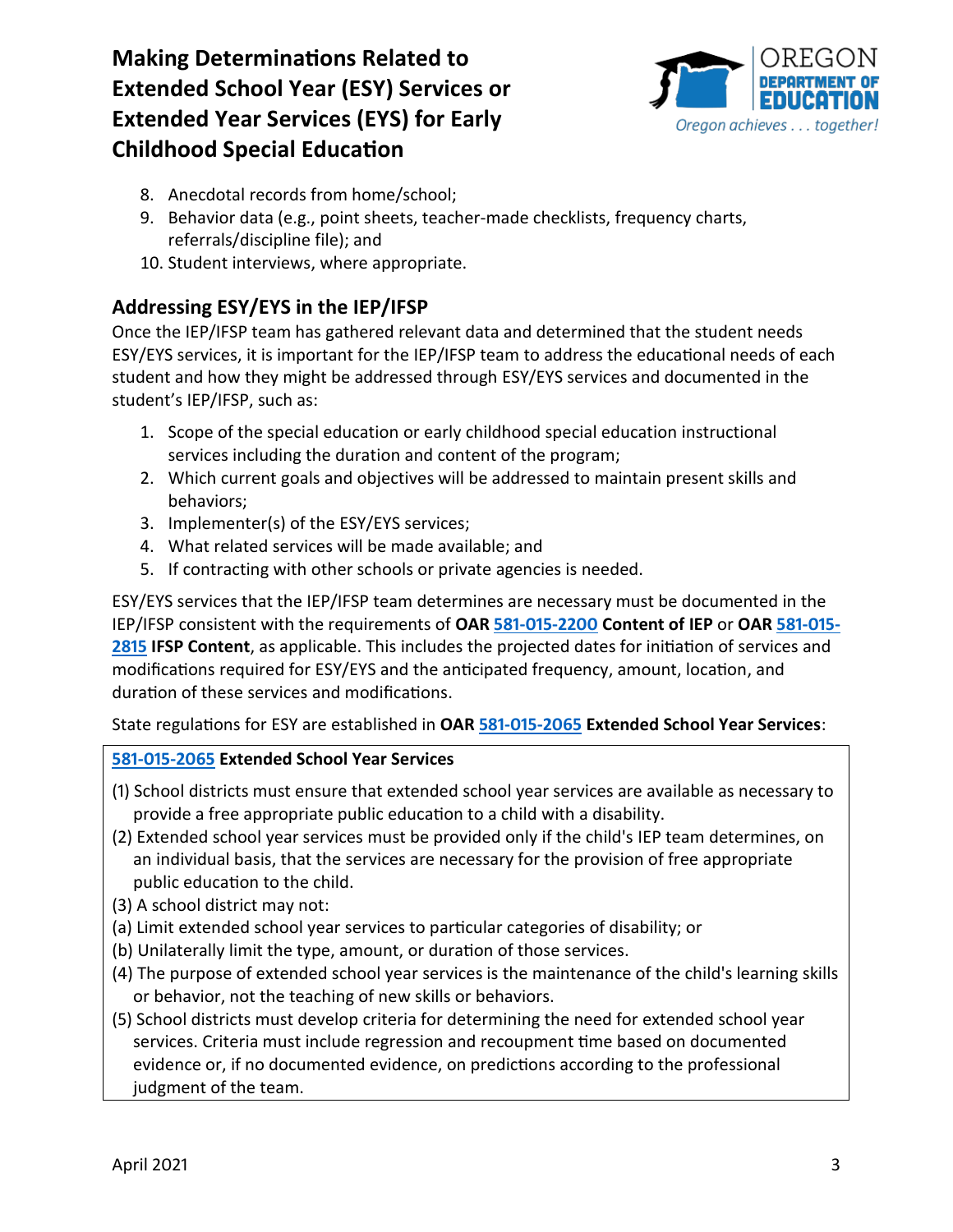8. Anecdotal records from home/school;
9. Behavior data (e.g., point sheets, teacher-made checklists, frequency charts, referrals/discipline file); and
10. Student interviews, where appropriate.

## Addressing ESY/EYS in the IEP/IFSP

Once the IEP/IFSP team has gathered relevant data and determined that the student needs ESY/EYS services, it is important for the IEP/IFSP team to address the educational needs of each student and how they might be addressed through ESY/EYS services and documented in the student's IEP/IFSP, such as:

1. Scope of the special education or early childhood special education instructional services including the duration and content of the program;
2. Which current goals and objectives will be addressed to maintain present skills and behaviors;
3. Implementer(s) of the ESY/EYS services;
4. What related services will be made available; and
5. If contracting with other schools or private agencies is needed.

ESY/EYS services that the IEP/IFSP team determines are necessary must be documented in the IEP/IFSP consistent with the requirements of **OAR 581-015-2200 Content of IEP** or **OAR 581-015-2815 IFSP Content**, as applicable. This includes the projected dates for initiation of services and modifications required for ESY/EYS and the anticipated frequency, amount, location, and duration of these services and modifications.

State regulations for ESY are established in **OAR 581-015-2065 Extended School Year Services**:

**581-015-2065 Extended School Year Services**

(1) School districts must ensure that extended school year services are available as necessary to provide a free appropriate public education to a child with a disability.
(2) Extended school year services must be provided only if the child's IEP team determines, on an individual basis, that the services are necessary for the provision of free appropriate public education to the child.
(3) A school district may not:
(a) Limit extended school year services to particular categories of disability; or
(b) Unilaterally limit the type, amount, or duration of those services.
(4) The purpose of extended school year services is the maintenance of the child's learning skills or behavior, not the teaching of new skills or behaviors.
(5) School districts must develop criteria for determining the need for extended school year services. Criteria must include regression and recoupment time based on documented evidence or, if no documented evidence, on predictions according to the professional judgment of the team.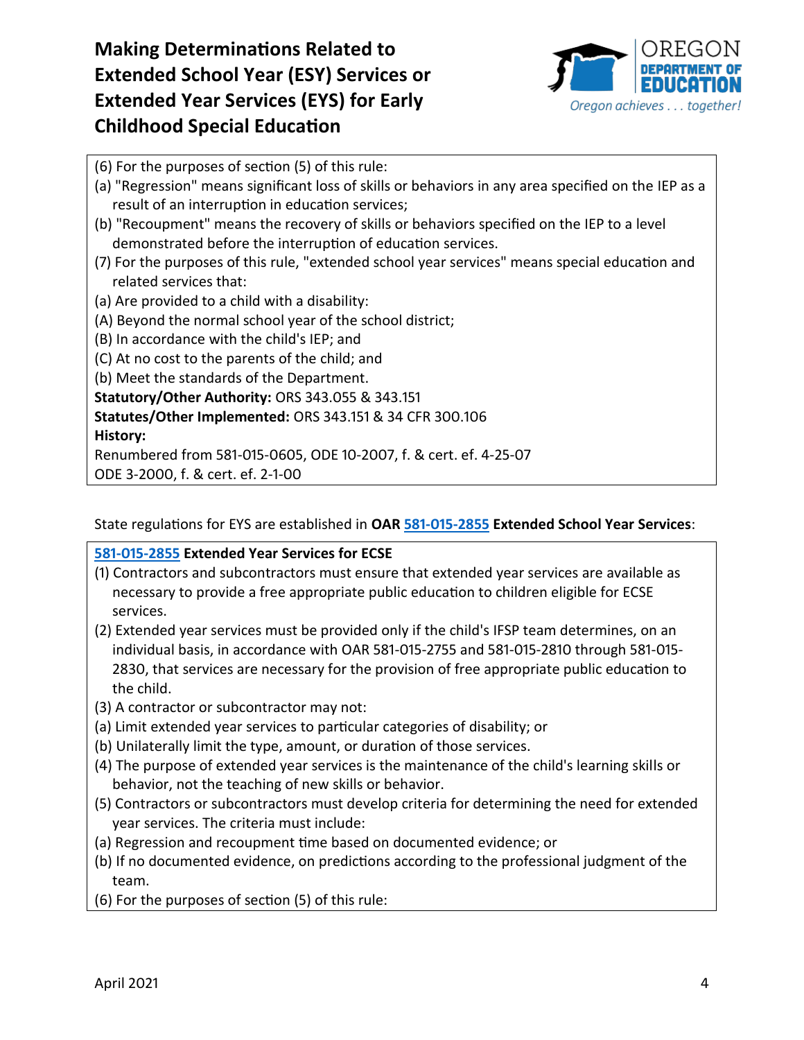(6) For the purposes of section (5) of this rule:

(a) "Regression" means significant loss of skills or behaviors in any area specified on the IEP as a result of an interruption in education services;

(b) "Recoupment" means the recovery of skills or behaviors specified on the IEP to a level demonstrated before the interruption of education services.

(7) For the purposes of this rule, "extended school year services" means special education and related services that:

(a) Are provided to a child with a disability:

(A) Beyond the normal school year of the school district;

(B) In accordance with the child's IEP; and

(C) At no cost to the parents of the child; and

(b) Meet the standards of the Department.

**Statutory/Other Authority:** ORS 343.055 & 343.151

**Statutes/Other Implemented:** ORS 343.151 & 34 CFR 300.106

**History:**

Renumbered from 581-015-0605, ODE 10-2007, f. & cert. ef. 4-25-07

ODE 3-2000, f. & cert. ef. 2-1-00

State regulations for EYS are established in **OAR 581-015-2855 Extended School Year Services**:

**581-015-2855 Extended Year Services for ECSE**

(1) Contractors and subcontractors must ensure that extended year services are available as necessary to provide a free appropriate public education to children eligible for ECSE services.

(2) Extended year services must be provided only if the child's IFSP team determines, on an individual basis, in accordance with OAR 581-015-2755 and 581-015-2810 through 581-015-2830, that services are necessary for the provision of free appropriate public education to the child.

(3) A contractor or subcontractor may not:

(a) Limit extended year services to particular categories of disability; or

(b) Unilaterally limit the type, amount, or duration of those services.

(4) The purpose of extended year services is the maintenance of the child's learning skills or behavior, not the teaching of new skills or behavior.

(5) Contractors or subcontractors must develop criteria for determining the need for extended year services. The criteria must include:

(a) Regression and recoupment time based on documented evidence; or

(b) If no documented evidence, on predictions according to the professional judgment of the team.

(6) For the purposes of section (5) of this rule: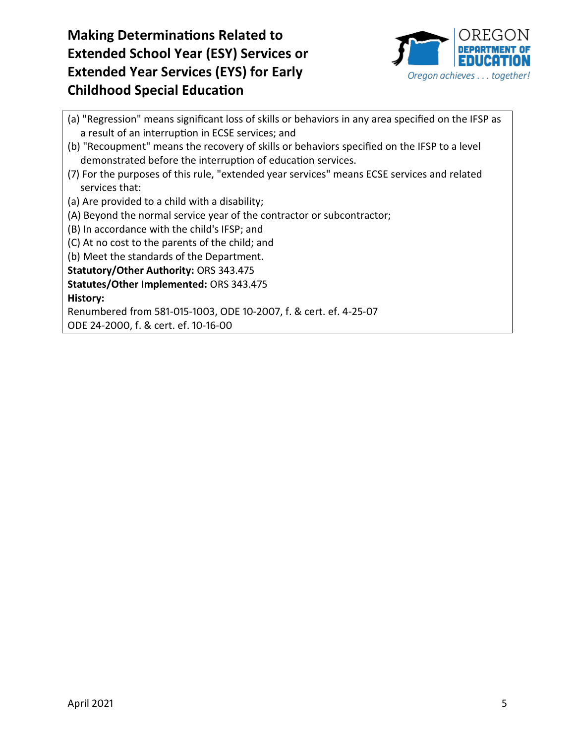(a) "Regression" means significant loss of skills or behaviors in any area specified on the IFSP as a result of an interruption in ECSE services; and

(b) "Recoupment" means the recovery of skills or behaviors specified on the IFSP to a level demonstrated before the interruption of education services.

(7) For the purposes of this rule, "extended year services" means ECSE services and related services that:

(a) Are provided to a child with a disability;

(A) Beyond the normal service year of the contractor or subcontractor;

(B) In accordance with the child's IFSP; and

(C) At no cost to the parents of the child; and

(b) Meet the standards of the Department.

**Statutory/Other Authority:** ORS 343.475

**Statutes/Other Implemented:** ORS 343.475

**History:**

Renumbered from 581-015-1003, ODE 10-2007, f. & cert. ef. 4-25-07

ODE 24-2000, f. & cert. ef. 10-16-00